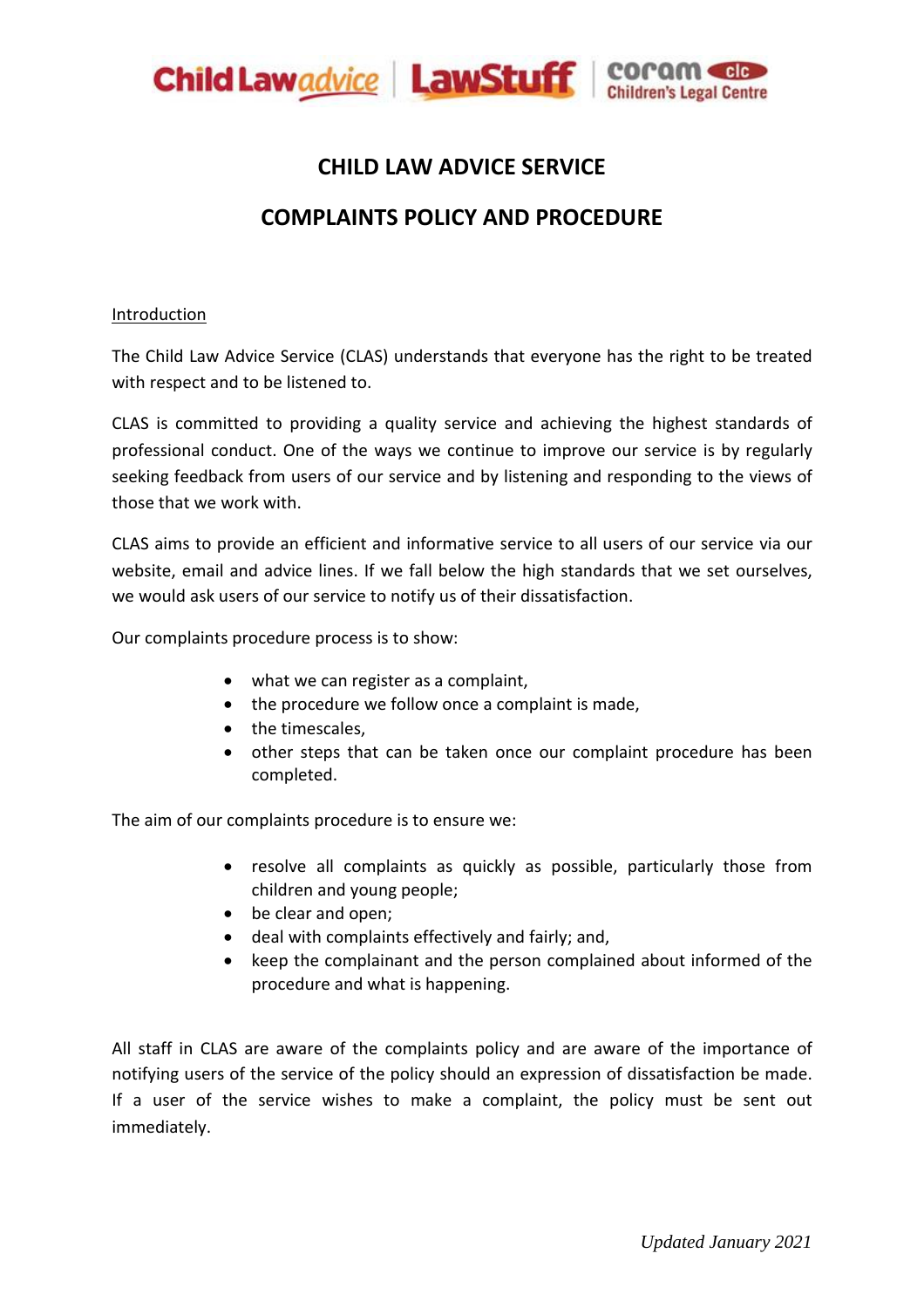# CHILD LAW ADVICE SERVICE

# COMPLAINTS POLICY AND PROCEDURE

## Introduction

The Child Law Advice Service (CLAS) understands that everyone has the right to be treated with respect and to be listened to.

CLAS is committed to providing a quality service and achieving the highest standards of professional conduct. One of the ways we continue to improve our service is by regularly seeking feedback from users of our service and by listening and responding to the views of those that we work with.

CLAS aims to provide an efficient and informative service to all users of our service via our website, email and advice lines. If we fall below the high standards that we set ourselves, we would ask users of our service to notify us of their dissatisfaction.

Our complaints procedure process is to show:

- what we can register as a complaint,
- the procedure we follow once a complaint is made,
- the timescales,
- other steps that can be taken once our complaint procedure has been completed.

The aim of our complaints procedure is to ensure we:

- resolve all complaints as quickly as possible, particularly those from children and young people;
- be clear and open;
- deal with complaints effectively and fairly; and,
- keep the complainant and the person complained about informed of the procedure and what is happening.

All staff in CLAS are aware of the complaints policy and are aware of the importance of notifying users of the service of the policy should an expression of dissatisfaction be made. If a user of the service wishes to make a complaint, the policy must be sent out immediately.

*Updated January 2021*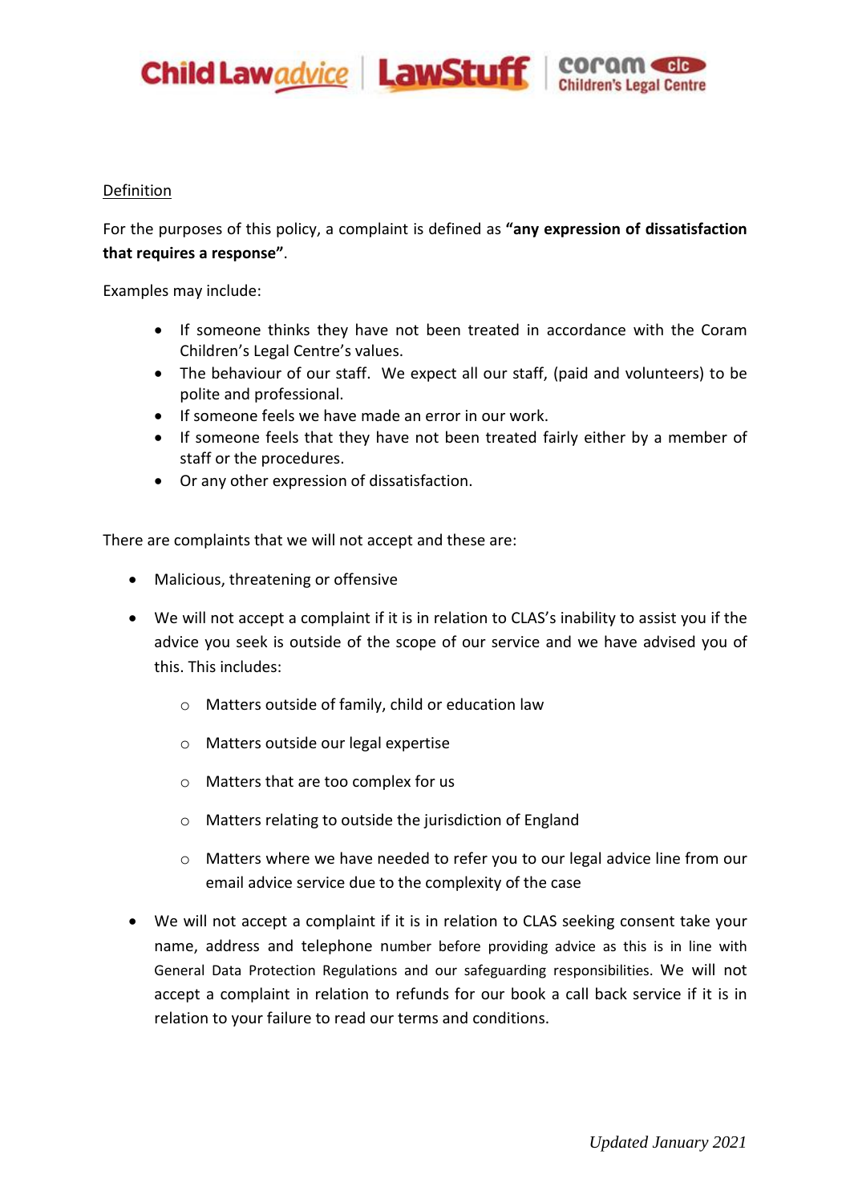## Definition

For the purposes of this policy, a complaint is defined as **"any expression of dissatisfaction that requires a response"**.

Examples may include:

- If someone thinks they have not been treated in accordance with the Coram Children's Legal Centre's values.
- The behaviour of our staff. We expect all our staff, (paid and volunteers) to be polite and professional.
- If someone feels we have made an error in our work.
- If someone feels that they have not been treated fairly either by a member of staff or the procedures.
- Or any other expression of dissatisfaction.

There are complaints that we will not accept and these are:

- Malicious, threatening or offensive
- We will not accept a complaint if it is in relation to CLAS's inability to assist you if the advice you seek is outside of the scope of our service and we have advised you of this. This includes:
  - Matters outside of family, child or education law
  - Matters outside our legal expertise
  - Matters that are too complex for us
  - Matters relating to outside the jurisdiction of England
  - Matters where we have needed to refer you to our legal advice line from our email advice service due to the complexity of the case
- We will not accept a complaint if it is in relation to CLAS seeking consent take your name, address and telephone number before providing advice as this is in line with General Data Protection Regulations and our safeguarding responsibilities. We will not accept a complaint in relation to refunds for our book a call back service if it is in relation to your failure to read our terms and conditions.

*Updated January 2021*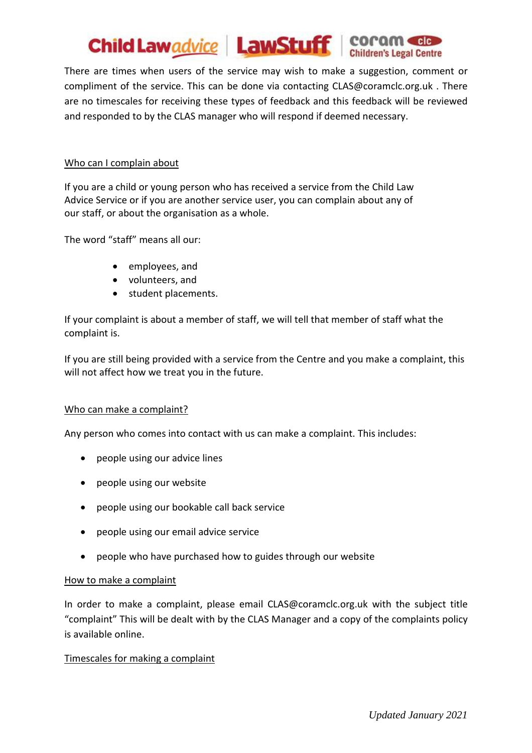There are times when users of the service may wish to make a suggestion, comment or compliment of the service. This can be done via contacting CLAS@coramclc.org.uk . There are no timescales for receiving these types of feedback and this feedback will be reviewed and responded to by the CLAS manager who will respond if deemed necessary.

## Who can I complain about

If you are a child or young person who has received a service from the Child Law Advice Service or if you are another service user, you can complain about any of our staff, or about the organisation as a whole.

The word "staff" means all our:

- employees, and
- volunteers, and
- student placements.

If your complaint is about a member of staff, we will tell that member of staff what the complaint is.

If you are still being provided with a service from the Centre and you make a complaint, this will not affect how we treat you in the future.

## Who can make a complaint?

Any person who comes into contact with us can make a complaint. This includes:

- people using our advice lines
- people using our website
- people using our bookable call back service
- people using our email advice service
- people who have purchased how to guides through our website

## How to make a complaint

In order to make a complaint, please email CLAS@coramclc.org.uk with the subject title "complaint" This will be dealt with by the CLAS Manager and a copy of the complaints policy is available online.

## Timescales for making a complaint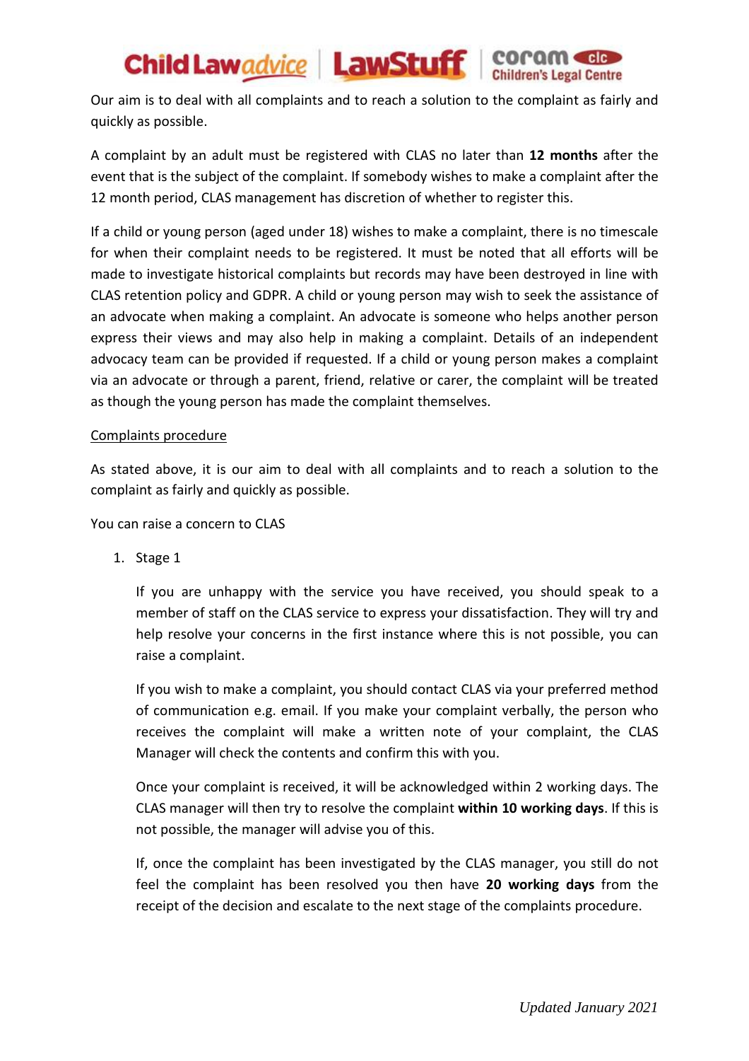Our aim is to deal with all complaints and to reach a solution to the complaint as fairly and quickly as possible.

A complaint by an adult must be registered with CLAS no later than **12 months** after the event that is the subject of the complaint. If somebody wishes to make a complaint after the 12 month period, CLAS management has discretion of whether to register this.

If a child or young person (aged under 18) wishes to make a complaint, there is no timescale for when their complaint needs to be registered. It must be noted that all efforts will be made to investigate historical complaints but records may have been destroyed in line with CLAS retention policy and GDPR. A child or young person may wish to seek the assistance of an advocate when making a complaint. An advocate is someone who helps another person express their views and may also help in making a complaint. Details of an independent advocacy team can be provided if requested. If a child or young person makes a complaint via an advocate or through a parent, friend, relative or carer, the complaint will be treated as though the young person has made the complaint themselves.

<u>Complaints procedure</u>

As stated above, it is our aim to deal with all complaints and to reach a solution to the complaint as fairly and quickly as possible.

You can raise a concern to CLAS

1. Stage 1

   If you are unhappy with the service you have received, you should speak to a member of staff on the CLAS service to express your dissatisfaction. They will try and help resolve your concerns in the first instance where this is not possible, you can raise a complaint.

   If you wish to make a complaint, you should contact CLAS via your preferred method of communication e.g. email. If you make your complaint verbally, the person who receives the complaint will make a written note of your complaint, the CLAS Manager will check the contents and confirm this with you.

   Once your complaint is received, it will be acknowledged within 2 working days. The CLAS manager will then try to resolve the complaint **within 10 working days**. If this is not possible, the manager will advise you of this.

   If, once the complaint has been investigated by the CLAS manager, you still do not feel the complaint has been resolved you then have **20 working days** from the receipt of the decision and escalate to the next stage of the complaints procedure.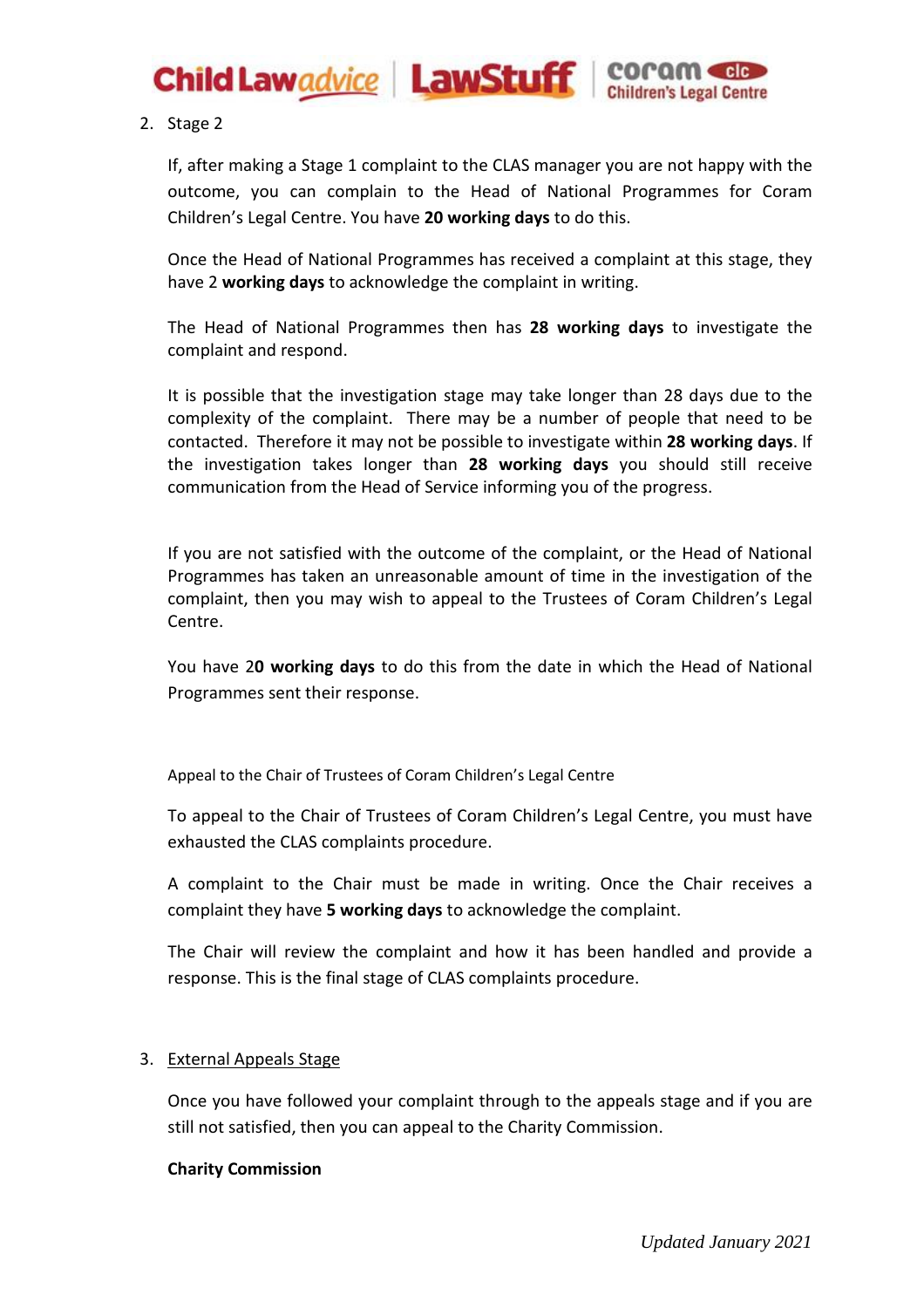2. Stage 2

   If, after making a Stage 1 complaint to the CLAS manager you are not happy with the outcome, you can complain to the Head of National Programmes for Coram Children's Legal Centre. You have **20 working days** to do this.

   Once the Head of National Programmes has received a complaint at this stage, they have 2 **working days** to acknowledge the complaint in writing.

   The Head of National Programmes then has **28 working days** to investigate the complaint and respond.

   It is possible that the investigation stage may take longer than 28 days due to the complexity of the complaint. There may be a number of people that need to be contacted. Therefore it may not be possible to investigate within **28 working days**. If the investigation takes longer than **28 working days** you should still receive communication from the Head of Service informing you of the progress.

   If you are not satisfied with the outcome of the complaint, or the Head of National Programmes has taken an unreasonable amount of time in the investigation of the complaint, then you may wish to appeal to the Trustees of Coram Children's Legal Centre.

   You have 2**0 working days** to do this from the date in which the Head of National Programmes sent their response.

   Appeal to the Chair of Trustees of Coram Children's Legal Centre

   To appeal to the Chair of Trustees of Coram Children's Legal Centre, you must have exhausted the CLAS complaints procedure.

   A complaint to the Chair must be made in writing. Once the Chair receives a complaint they have **5 working days** to acknowledge the complaint.

   The Chair will review the complaint and how it has been handled and provide a response. This is the final stage of CLAS complaints procedure.

3. External Appeals Stage

   Once you have followed your complaint through to the appeals stage and if you are still not satisfied, then you can appeal to the Charity Commission.

   **Charity Commission**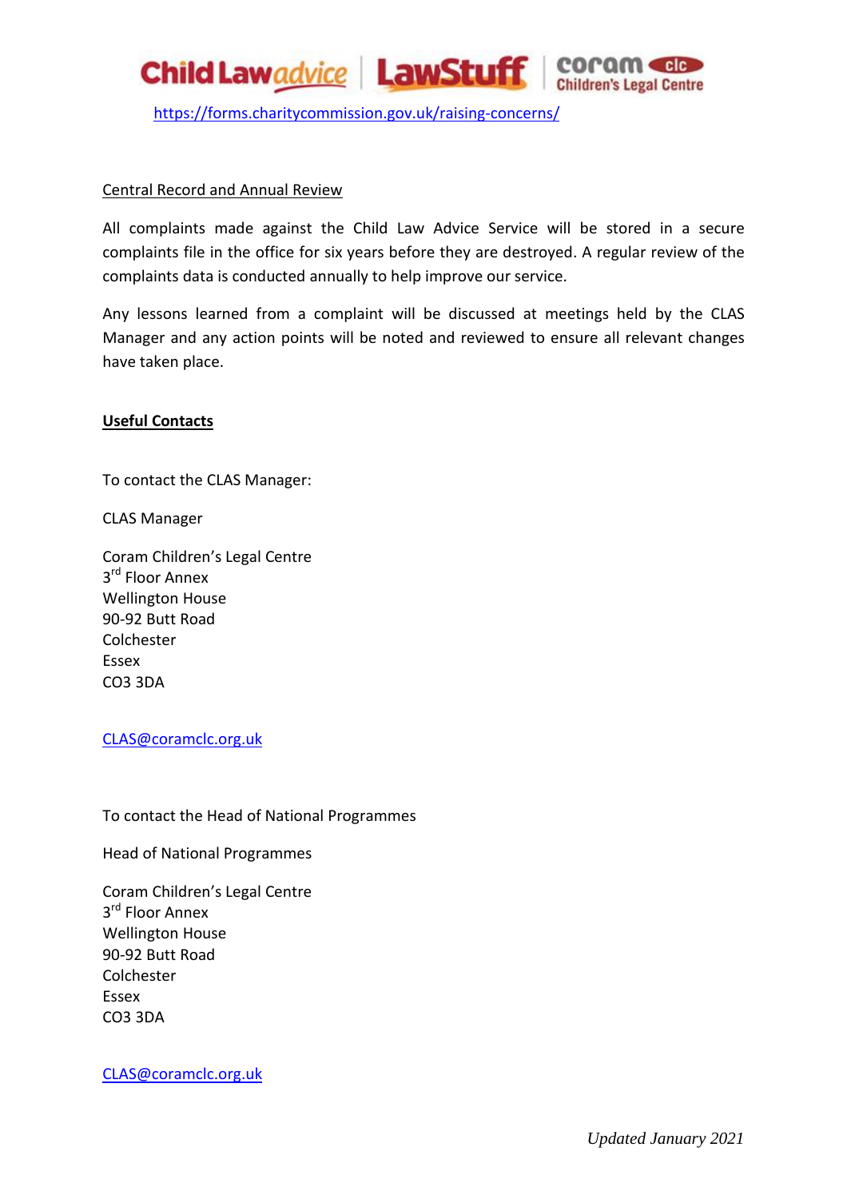https://forms.charitycommission.gov.uk/raising-concerns/

## Central Record and Annual Review

All complaints made against the Child Law Advice Service will be stored in a secure complaints file in the office for six years before they are destroyed. A regular review of the complaints data is conducted annually to help improve our service.

Any lessons learned from a complaint will be discussed at meetings held by the CLAS Manager and any action points will be noted and reviewed to ensure all relevant changes have taken place.

## **Useful Contacts**

To contact the CLAS Manager:

CLAS Manager

Coram Children's Legal Centre
3rd Floor Annex
Wellington House
90-92 Butt Road
Colchester
Essex
CO3 3DA

CLAS@coramclc.org.uk

To contact the Head of National Programmes

Head of National Programmes

Coram Children's Legal Centre
3rd Floor Annex
Wellington House
90-92 Butt Road
Colchester
Essex
CO3 3DA

CLAS@coramclc.org.uk

*Updated January 2021*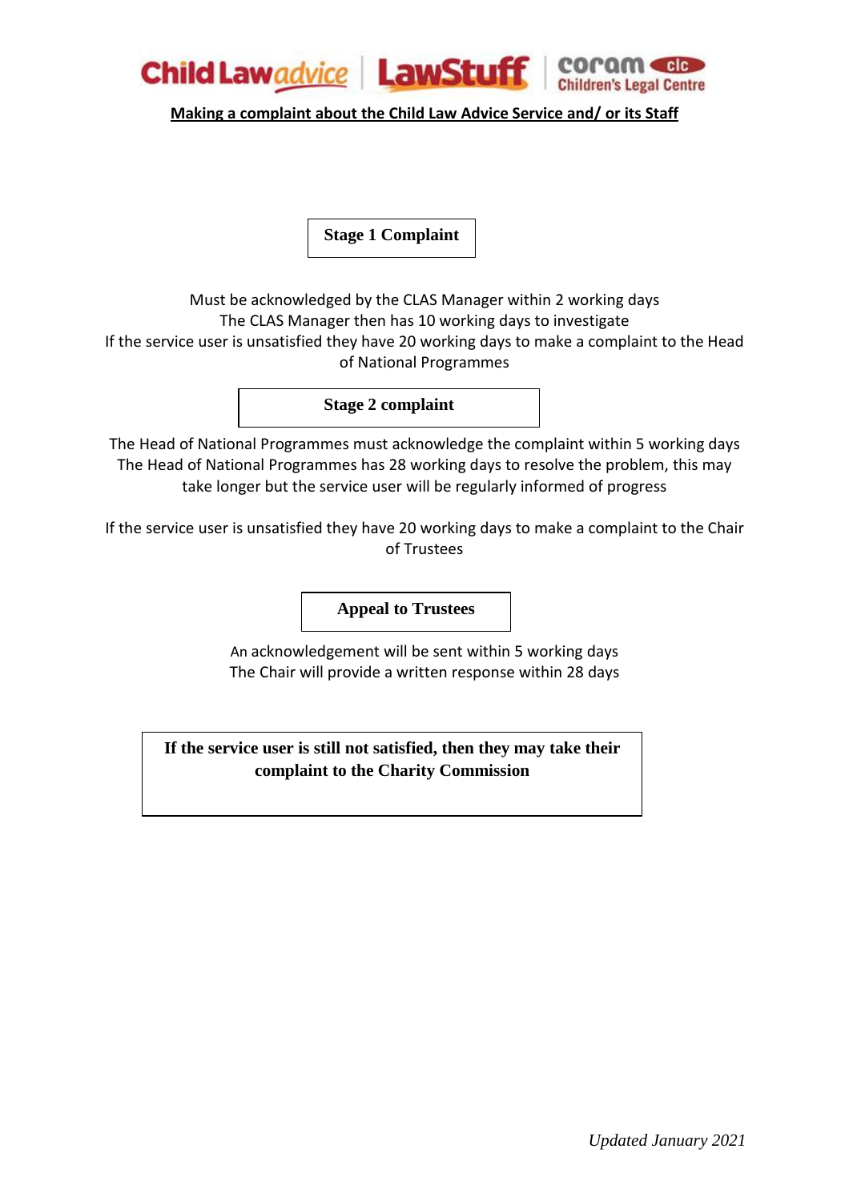**Making a complaint about the Child Law Advice Service and/ or its Staff**

**Stage 1 Complaint**

Must be acknowledged by the CLAS Manager within 2 working days
The CLAS Manager then has 10 working days to investigate
If the service user is unsatisfied they have 20 working days to make a complaint to the Head of National Programmes

**Stage 2 complaint**

The Head of National Programmes must acknowledge the complaint within 5 working days
The Head of National Programmes has 28 working days to resolve the problem, this may take longer but the service user will be regularly informed of progress

If the service user is unsatisfied they have 20 working days to make a complaint to the Chair of Trustees

**Appeal to Trustees**

An acknowledgement will be sent within 5 working days
The Chair will provide a written response within 28 days

**If the service user is still not satisfied, then they may take their complaint to the Charity Commission**

*Updated January 2021*